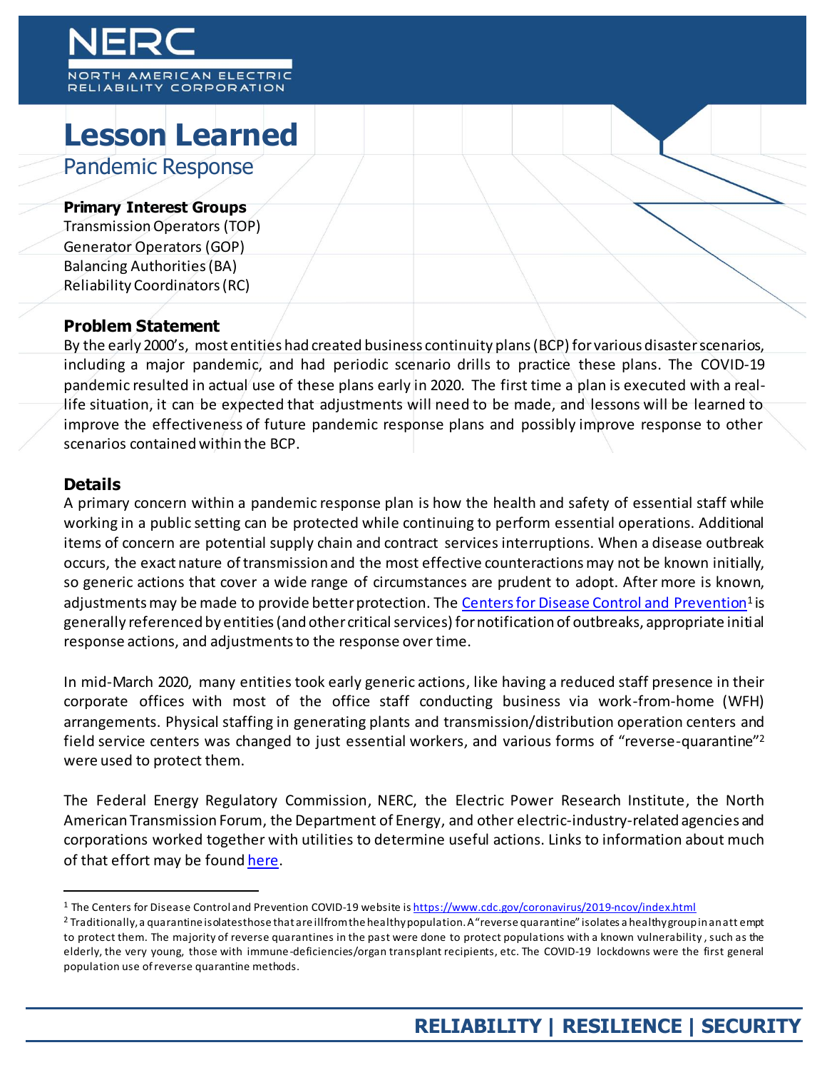# Lesson Learned

## Pandemic Response

### Primary Interest Groups

Transmission Operators (TOP)
Generator Operators (GOP)
Balancing Authorities (BA)
Reliability Coordinators (RC)

### Problem Statement

By the early 2000's, most entities had created business continuity plans (BCP) for various disaster scenarios, including a major pandemic, and had periodic scenario drills to practice these plans. The COVID-19 pandemic resulted in actual use of these plans early in 2020. The first time a plan is executed with a real-life situation, it can be expected that adjustments will need to be made, and lessons will be learned to improve the effectiveness of future pandemic response plans and possibly improve response to other scenarios contained within the BCP.

### Details

A primary concern within a pandemic response plan is how the health and safety of essential staff while working in a public setting can be protected while continuing to perform essential operations. Additional items of concern are potential supply chain and contract services interruptions. When a disease outbreak occurs, the exact nature of transmission and the most effective counteractions may not be known initially, so generic actions that cover a wide range of circumstances are prudent to adopt. After more is known, adjustments may be made to provide better protection. The Centers for Disease Control and Prevention[1] is generally referenced by entities (and other critical services) for notification of outbreaks, appropriate initial response actions, and adjustments to the response over time.

In mid-March 2020, many entities took early generic actions, like having a reduced staff presence in their corporate offices with most of the office staff conducting business via work-from-home (WFH) arrangements. Physical staffing in generating plants and transmission/distribution operation centers and field service centers was changed to just essential workers, and various forms of "reverse-quarantine"[2] were used to protect them.

The Federal Energy Regulatory Commission, NERC, the Electric Power Research Institute, the North American Transmission Forum, the Department of Energy, and other electric-industry-related agencies and corporations worked together with utilities to determine useful actions. Links to information about much of that effort may be found here.

---

[1] The Centers for Disease Control and Prevention COVID-19 website is https://www.cdc.gov/coronavirus/2019-ncov/index.html

[2] Traditionally, a quarantine isolates those that are ill from the healthy population. A "reverse quarantine" isolates a healthy group in an attempt to protect them. The majority of reverse quarantines in the past were done to protect populations with a known vulnerability, such as the elderly, the very young, those with immune-deficiencies/organ transplant recipients, etc. The COVID-19 lockdowns were the first general population use of reverse quarantine methods.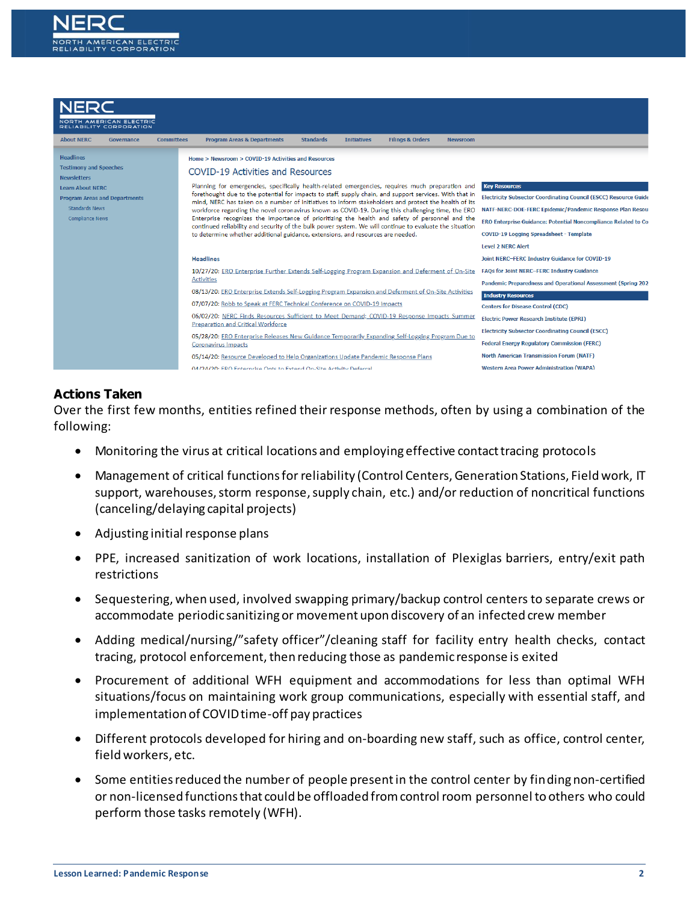## Actions Taken

Over the first few months, entities refined their response methods, often by using a combination of the following:

- Monitoring the virus at critical locations and employing effective contact tracing protocols
- Management of critical functions for reliability (Control Centers, Generation Stations, Field work, IT support, warehouses, storm response, supply chain, etc.) and/or reduction of noncritical functions (canceling/delaying capital projects)
- Adjusting initial response plans
- PPE, increased sanitization of work locations, installation of Plexiglas barriers, entry/exit path restrictions
- Sequestering, when used, involved swapping primary/backup control centers to separate crews or accommodate periodic sanitizing or movement upon discovery of an infected crew member
- Adding medical/nursing/"safety officer"/cleaning staff for facility entry health checks, contact tracing, protocol enforcement, then reducing those as pandemic response is exited
- Procurement of additional WFH equipment and accommodations for less than optimal WFH situations/focus on maintaining work group communications, especially with essential staff, and implementation of COVID time-off pay practices
- Different protocols developed for hiring and on-boarding new staff, such as office, control center, field workers, etc.
- Some entities reduced the number of people present in the control center by finding non-certified or non-licensed functions that could be offloaded from control room personnel to others who could perform those tasks remotely (WFH).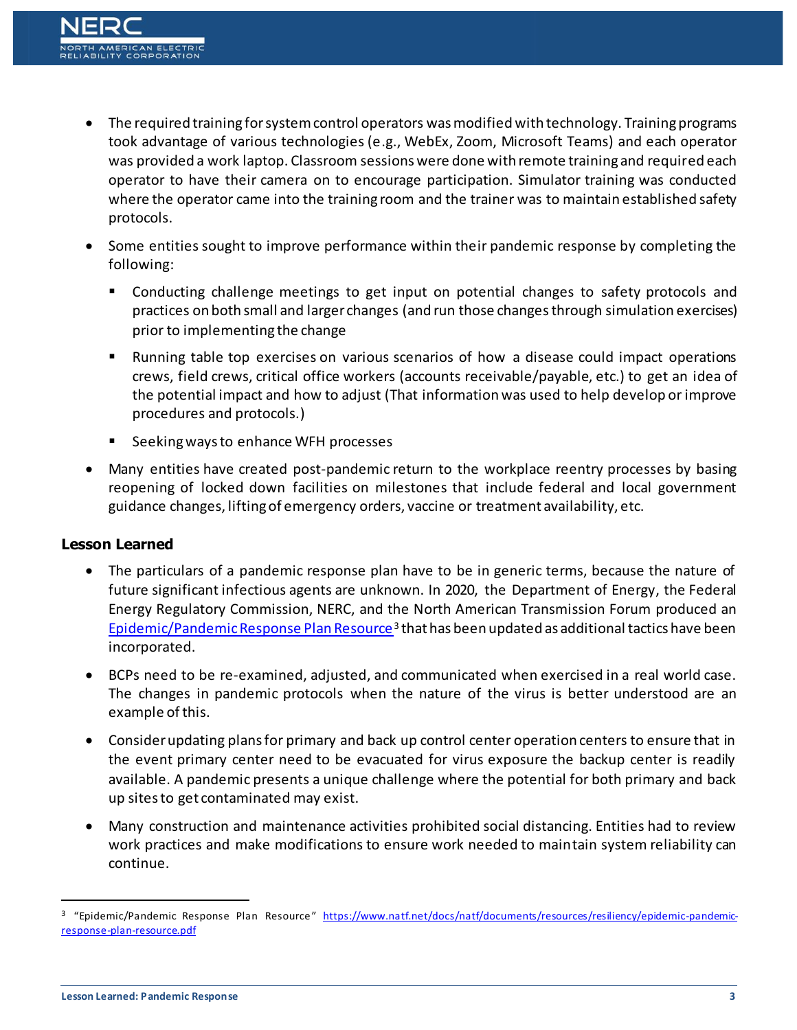- The required training for system control operators was modified with technology. Training programs took advantage of various technologies (e.g., WebEx, Zoom, Microsoft Teams) and each operator was provided a work laptop. Classroom sessions were done with remote training and required each operator to have their camera on to encourage participation. Simulator training was conducted where the operator came into the training room and the trainer was to maintain established safety protocols.
- Some entities sought to improve performance within their pandemic response by completing the following:
  - Conducting challenge meetings to get input on potential changes to safety protocols and practices on both small and larger changes (and run those changes through simulation exercises) prior to implementing the change
  - Running table top exercises on various scenarios of how a disease could impact operations crews, field crews, critical office workers (accounts receivable/payable, etc.) to get an idea of the potential impact and how to adjust (That information was used to help develop or improve procedures and protocols.)
  - Seeking ways to enhance WFH processes
- Many entities have created post-pandemic return to the workplace reentry processes by basing reopening of locked down facilities on milestones that include federal and local government guidance changes, lifting of emergency orders, vaccine or treatment availability, etc.

### Lesson Learned

- The particulars of a pandemic response plan have to be in generic terms, because the nature of future significant infectious agents are unknown. In 2020, the Department of Energy, the Federal Energy Regulatory Commission, NERC, and the North American Transmission Forum produced an Epidemic/Pandemic Response Plan Resource[3] that has been updated as additional tactics have been incorporated.
- BCPs need to be re-examined, adjusted, and communicated when exercised in a real world case. The changes in pandemic protocols when the nature of the virus is better understood are an example of this.
- Consider updating plans for primary and back up control center operation centers to ensure that in the event primary center need to be evacuated for virus exposure the backup center is readily available. A pandemic presents a unique challenge where the potential for both primary and back up sites to get contaminated may exist.
- Many construction and maintenance activities prohibited social distancing. Entities had to review work practices and make modifications to ensure work needed to maintain system reliability can continue.

---

[3] "Epidemic/Pandemic Response Plan Resource" https://www.natf.net/docs/natf/documents/resources/resiliency/epidemic-pandemic-response-plan-resource.pdf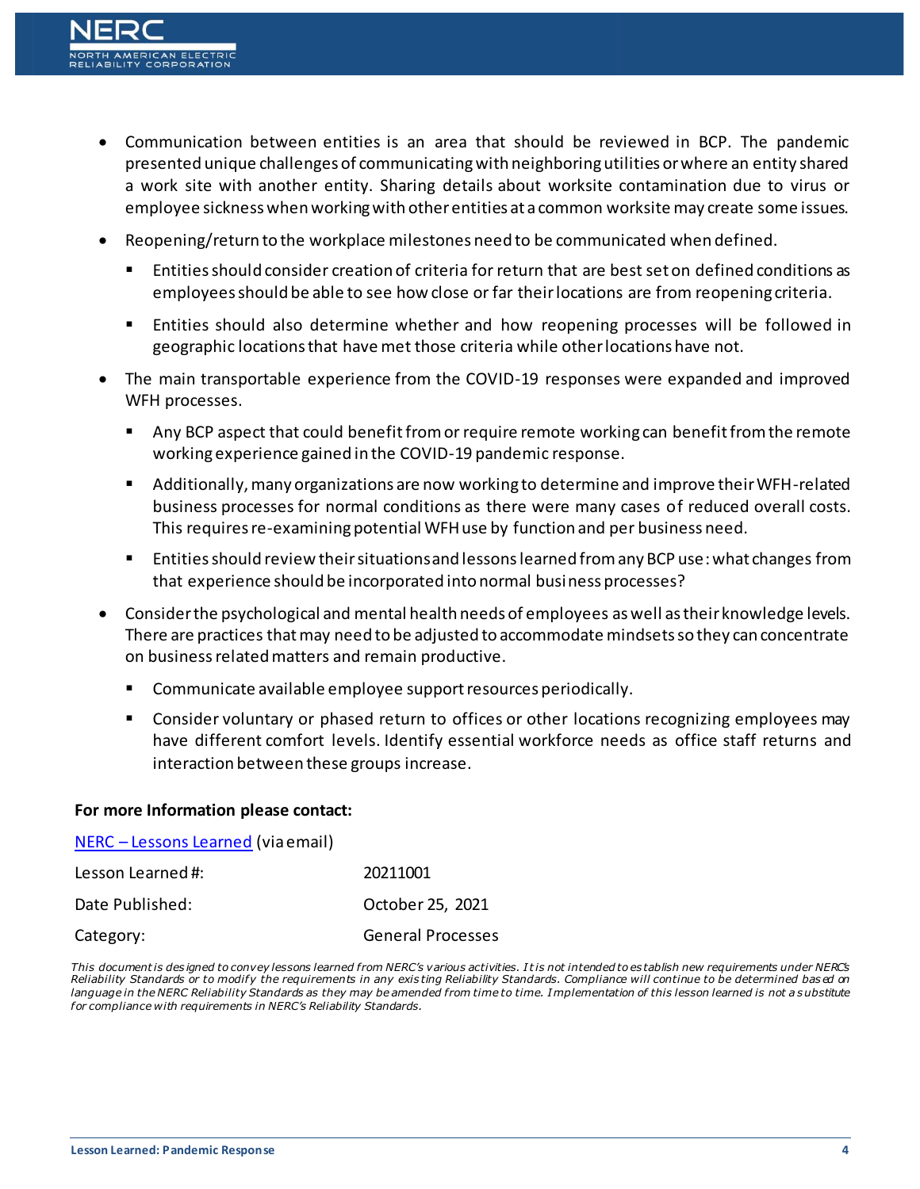- Communication between entities is an area that should be reviewed in BCP. The pandemic presented unique challenges of communicating with neighboring utilities or where an entity shared a work site with another entity. Sharing details about worksite contamination due to virus or employee sickness when working with other entities at a common worksite may create some issues.
- Reopening/return to the workplace milestones need to be communicated when defined.
  - Entities should consider creation of criteria for return that are best set on defined conditions as employees should be able to see how close or far their locations are from reopening criteria.
  - Entities should also determine whether and how reopening processes will be followed in geographic locations that have met those criteria while other locations have not.
- The main transportable experience from the COVID-19 responses were expanded and improved WFH processes.
  - Any BCP aspect that could benefit from or require remote working can benefit from the remote working experience gained in the COVID-19 pandemic response.
  - Additionally, many organizations are now working to determine and improve their WFH-related business processes for normal conditions as there were many cases of reduced overall costs. This requires re-examining potential WFH use by function and per business need.
  - Entities should review their situations and lessons learned from any BCP use: what changes from that experience should be incorporated into normal business processes?
- Consider the psychological and mental health needs of employees as well as their knowledge levels. There are practices that may need to be adjusted to accommodate mindsets so they can concentrate on business related matters and remain productive.
  - Communicate available employee support resources periodically.
  - Consider voluntary or phased return to offices or other locations recognizing employees may have different comfort levels. Identify essential workforce needs as office staff returns and interaction between these groups increase.

**For more Information please contact:**

NERC – Lessons Learned (via email)

| | |
|---|---|
| Lesson Learned #: | 20211001 |
| Date Published: | October 25, 2021 |
| Category: | General Processes |

*This document is designed to convey lessons learned from NERC's various activities. It is not intended to establish new requirements under NERC's Reliability Standards or to modify the requirements in any existing Reliability Standards. Compliance will continue to be determined based on language in the NERC Reliability Standards as they may be amended from time to time. Implementation of this lesson learned is not a substitute for compliance with requirements in NERC's Reliability Standards.*